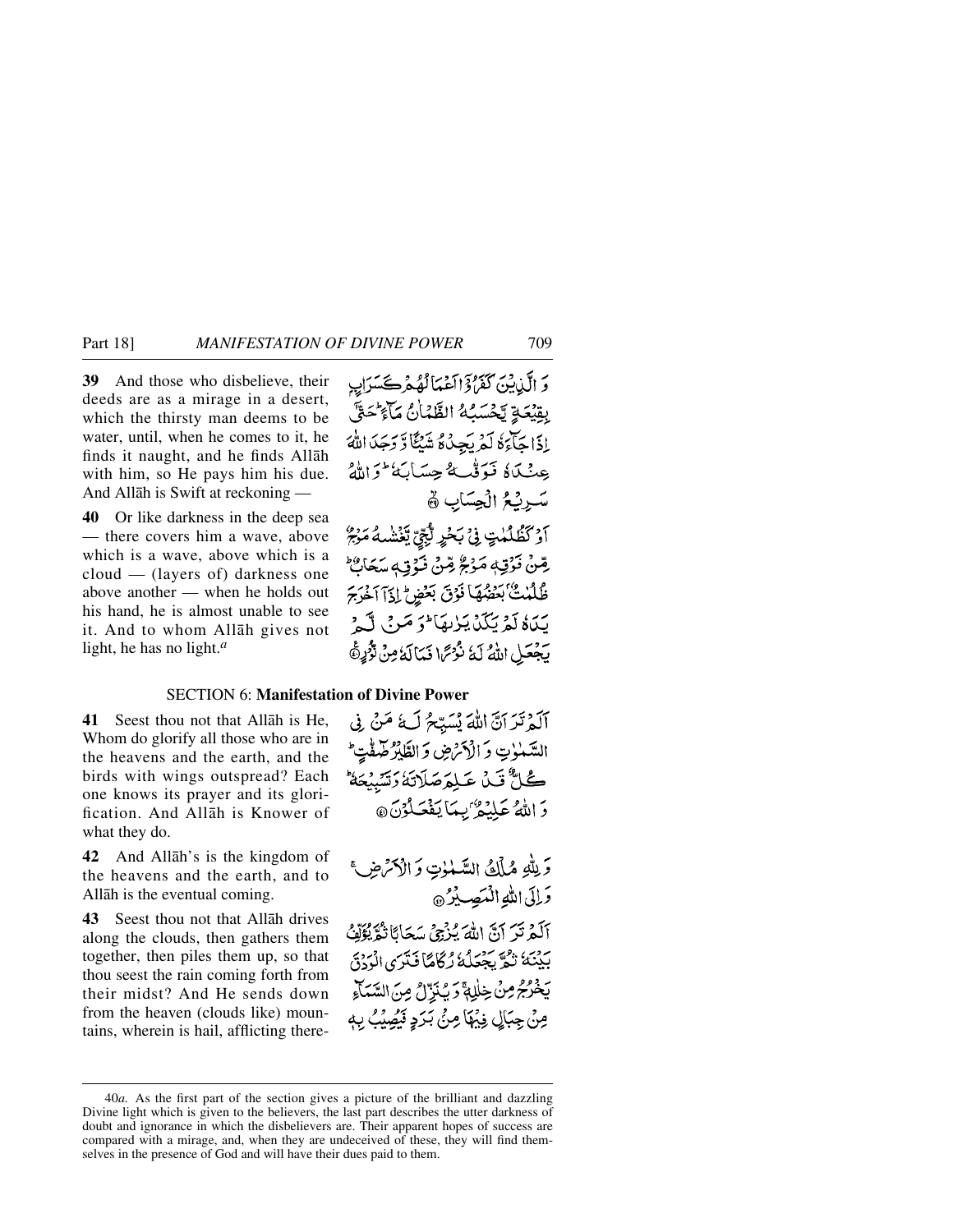**39** And those who disbelieve, their deeds are as a mirage in a desert, which the thirsty man deems to be water, until, when he comes to it, he finds it naught, and he finds Allāh with him, so He pays him his due. And Allāh is Swift at reckoning —

وَ الَّذِيْنَ كَفَرُوْٓا اَعْمَالُهُمْ كَسَرَابٍۭ بِقِيْعَةٍ يَّحْسَبُهُ الظَّمْاٰنُ مَآءً ؕ حَتّٰٓى اِذَا جَآءَهٗ لَمْ يَجِدْهُ شَيْـًٔا وَّ وَجَدَ اللّٰهَ عِنْدَهٗ فَوَفّٰىهُ حِسَابَهٗ ؕ وَ اللّٰهُ سَرِيْعُ الْحِسَابِ ۙ﴿۳۹﴾

**40** Or like darkness in the deep sea — there covers him a wave, above which is a wave, above which is a cloud — (layers of) darkness one above another — when he holds out his hand, he is almost unable to see it. And to whom Allāh gives not light, he has no light.[a]

اَوْ كَظُلُمٰتٍ فِيْ بَحْرٍ لُّجِّيٍّ يَّغْشٰىهُ مَوْجٌ مِّنْ فَوْقِهٖ مَوْجٌ مِّنْ فَوْقِهٖ سَحَابٌ ؕ ظُلُمٰتٌۢ بَعْضُهَا فَوْقَ بَعْضٍ ؕ اِذَآ اَخْرَجَ يَدَهٗ لَمْ يَكَدْ يَرٰىهَا ؕ وَ مَنْ لَّمْ يَجْعَلِ اللّٰهُ لَهٗ نُوْرًا فَمَا لَهٗ مِنْ نُّوْرٍ ﴿۴۰﴾

## SECTION 6: Manifestation of Divine Power

**41** Seest thou not that Allāh is He, Whom do glorify all those who are in the heavens and the earth, and the birds with wings outspread? Each one knows its prayer and its glorification. And Allāh is Knower of what they do.

اَلَمْ تَرَ اَنَّ اللّٰهَ يُسَبِّحُ لَهٗ مَنْ فِي السَّمٰوٰتِ وَ الْاَرْضِ وَ الطَّيْرُ صٰٓفّٰتٍ ؕ كُلٌّ قَدْ عَلِمَ صَلَاتَهٗ وَ تَسْبِيْحَهٗ ؕ وَ اللّٰهُ عَلِيْمٌۢ بِمَا يَفْعَلُوْنَ ﴿۴۱﴾

**42** And Allāh's is the kingdom of the heavens and the earth, and to Allāh is the eventual coming.

وَ لِلّٰهِ مُلْكُ السَّمٰوٰتِ وَ الْاَرْضِ ۚ وَ اِلَى اللّٰهِ الْمَصِيْرُ ﴿۴۲﴾

**43** Seest thou not that Allāh drives along the clouds, then gathers them together, then piles them up, so that thou seest the rain coming forth from their midst? And He sends down from the heaven (clouds like) mountains, wherein is hail, afflicting there-

اَلَمْ تَرَ اَنَّ اللّٰهَ يُزْجِيْ سَحَابًا ثُمَّ يُؤَلِّفُ بَيْنَهٗ ثُمَّ يَجْعَلُهٗ رُكَامًا فَتَرَى الْوَدْقَ يَخْرُجُ مِنْ خِلٰلِهٖ ۚ وَ يُنَزِّلُ مِنَ السَّمَآءِ مِنْ جِبَالٍ فِيْهَا مِنْۢ بَرَدٍ فَيُصِيْبُ بِهٖ

---

40*a*. As the first part of the section gives a picture of the brilliant and dazzling Divine light which is given to the believers, the last part describes the utter darkness of doubt and ignorance in which the disbelievers are. Their apparent hopes of success are compared with a mirage, and, when they are undeceived of these, they will find themselves in the presence of God and will have their dues paid to them.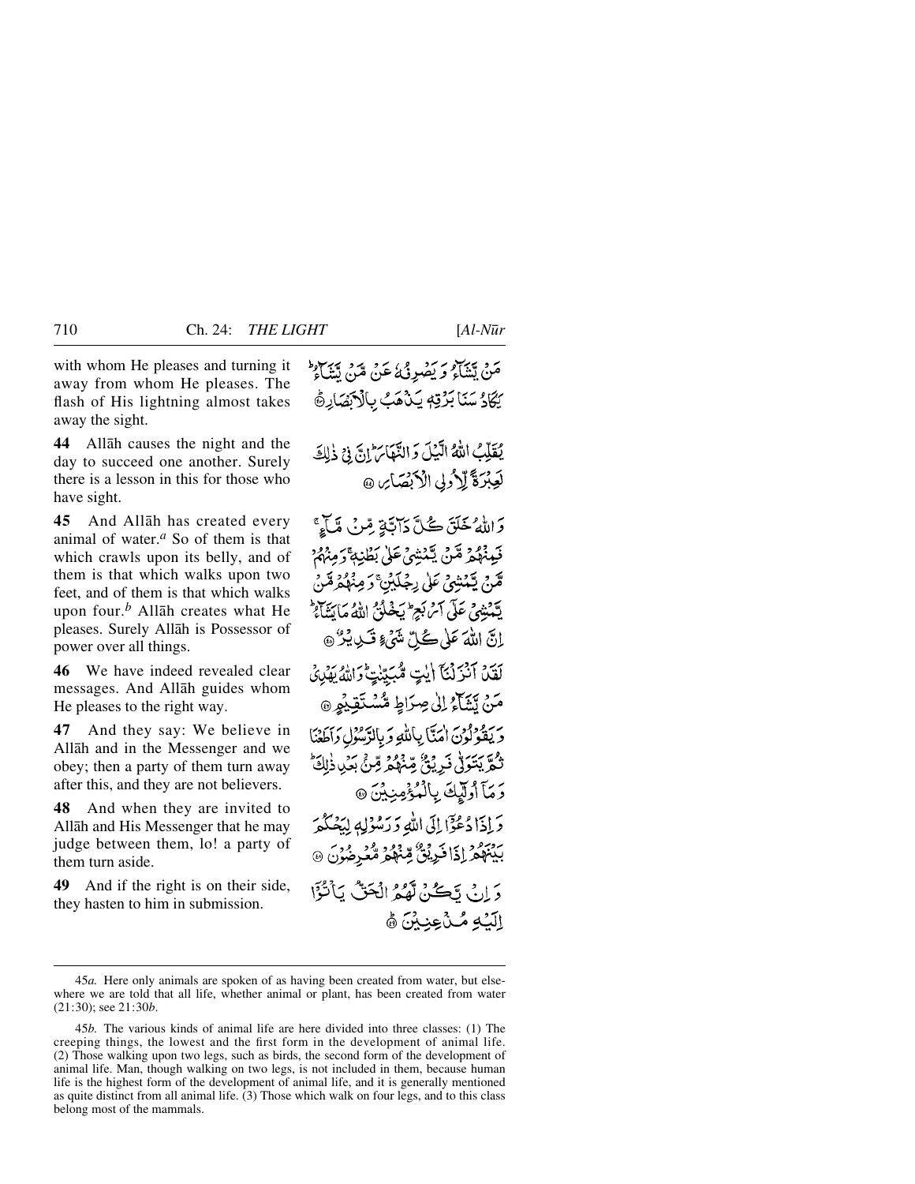with whom He pleases and turning it away from whom He pleases. The flash of His lightning almost takes away the sight.

مَنْ يَّشَآءُ وَ يَصْرِفُهٗ عَنْ مَّنْ يَّشَآءُ ؕ يَكَادُ سَنَا بَرْقِهٖ يَذْهَبُ بِالْاَبْصَارِ ﴿۴۳﴾

**44** Allāh causes the night and the day to succeed one another. Surely there is a lesson in this for those who have sight.

يُقَلِّبُ اللّٰهُ الَّيْلَ وَ النَّهَارَ ؕ اِنَّ فِيْ ذٰلِكَ لَعِبْرَةً لِّاُولِي الْاَبْصَارِ ﴿۴۴﴾

**45** And Allāh has created every animal of water.[a] So of them is that which crawls upon its belly, and of them is that which walks upon two feet, and of them is that which walks upon four.[b] Allāh creates what He pleases. Surely Allāh is Possessor of power over all things.

وَ اللّٰهُ خَلَقَ كُلَّ دَآبَّةٍ مِّنْ مَّآءٍ ۚ فَمِنْهُمْ مَّنْ يَّمْشِيْ عَلٰى بَطْنِهٖ ۚ وَ مِنْهُمْ مَّنْ يَّمْشِيْ عَلٰى رِجْلَيْنِ ۚ وَ مِنْهُمْ مَّنْ يَّمْشِيْ عَلٰۤى اَرْبَعٍ ؕ يَخْلُقُ اللّٰهُ مَا يَشَآءُ ؕ اِنَّ اللّٰهَ عَلٰى كُلِّ شَيْءٍ قَدِيْرٌ ﴿۴۵﴾

**46** We have indeed revealed clear messages. And Allāh guides whom He pleases to the right way.

لَقَدْ اَنْزَلْنَاۤ اٰيٰتٍ مُّبَيِّنٰتٍ ؕ وَ اللّٰهُ يَهْدِيْ مَنْ يَّشَآءُ اِلٰى صِرَاطٍ مُّسْتَقِيْمٍ ﴿۴۶﴾

**47** And they say: We believe in Allāh and in the Messenger and we obey; then a party of them turn away after this, and they are not believers.

وَ يَقُوْلُوْنَ اٰمَنَّا بِاللّٰهِ وَ بِالرَّسُوْلِ وَ اَطَعْنَا ثُمَّ يَتَوَلّٰى فَرِيْقٌ مِّنْهُمْ مِّنْۢ بَعْدِ ذٰلِكَ ؕ وَ مَاۤ اُولٰٓئِكَ بِالْمُؤْمِنِيْنَ ﴿۴۷﴾

**48** And when they are invited to Allāh and His Messenger that he may judge between them, lo! a party of them turn aside.

وَ اِذَا دُعُوْۤا اِلَى اللّٰهِ وَ رَسُوْلِهٖ لِيَحْكُمَ بَيْنَهُمْ اِذَا فَرِيْقٌ مِّنْهُمْ مُّعْرِضُوْنَ ﴿۴۸﴾

**49** And if the right is on their side, they hasten to him in submission.

وَ اِنْ يَّكُنْ لَّهُمُ الْحَقُّ يَاْتُوْۤا اِلَيْهِ مُذْعِنِيْنَ ﴿۴۹﴾

---

45*a.* Here only animals are spoken of as having been created from water, but elsewhere we are told that all life, whether animal or plant, has been created from water (21:30); see 21:30*b*.

45*b.* The various kinds of animal life are here divided into three classes: (1) The creeping things, the lowest and the first form in the development of animal life. (2) Those walking upon two legs, such as birds, the second form of the development of animal life. Man, though walking on two legs, is not included in them, because human life is the highest form of the development of animal life, and it is generally mentioned as quite distinct from all animal life. (3) Those which walk on four legs, and to this class belong most of the mammals.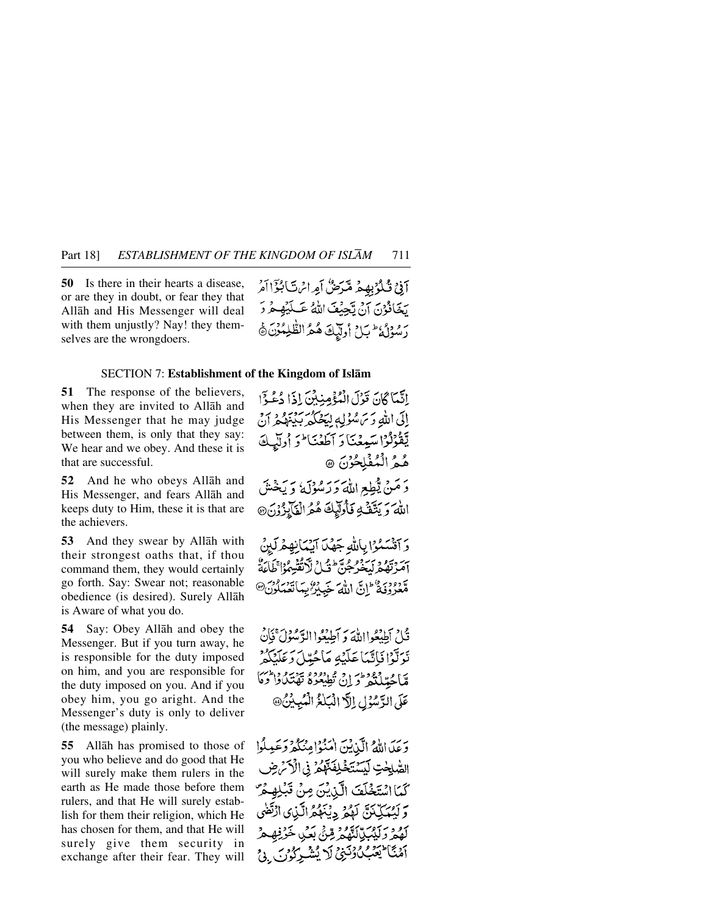**50** Is there in their hearts a disease, or are they in doubt, or fear they that Allāh and His Messenger will deal with them unjustly? Nay! they themselves are the wrongdoers.

أَفِي قُلُوبِهِمْ مَّرَضٌ أَمِ ارْتَابُوا أَمْ يَخَافُونَ أَنْ يَّحِيفَ اللَّهُ عَلَيْهِمْ وَ رَسُولُهُ ۚ بَلْ أُولَٰئِكَ هُمُ الظَّٰلِمُونَ ﴿٥٠﴾

## SECTION 7: Establishment of the Kingdom of Islām

**51** The response of the believers, when they are invited to Allāh and His Messenger that he may judge between them, is only that they say: We hear and we obey. And these it is that are successful.

إِنَّمَا كَانَ قَوْلَ الْمُؤْمِنِينَ إِذَا دُعُوا إِلَى اللَّهِ وَ رَسُولِهِ لِيَحْكُمَ بَيْنَهُمْ أَنْ يَّقُولُوا سَمِعْنَا وَ أَطَعْنَا ۚ وَ أُولَٰئِكَ هُمُ الْمُفْلِحُونَ ﴿٥١﴾

**52** And he who obeys Allāh and His Messenger, and fears Allāh and keeps duty to Him, these it is that are the achievers.

وَ مَنْ يُّطِعِ اللَّهَ وَ رَسُولَهُ وَ يَخْشَ اللَّهَ وَ يَتَّقْهِ فَأُولَٰئِكَ هُمُ الْفَائِزُونَ ﴿٥٢﴾

**53** And they swear by Allāh with their strongest oaths that, if thou command them, they would certainly go forth. Say: Swear not; reasonable obedience (is desired). Surely Allāh is Aware of what you do.

وَ أَقْسَمُوا بِاللَّهِ جَهْدَ أَيْمَانِهِمْ لَئِنْ أَمَرْتَهُمْ لَيَخْرُجُنَّ ۖ قُلْ لَّا تُقْسِمُوا ۖ طَاعَةٌ مَّعْرُوفَةٌ ۚ إِنَّ اللَّهَ خَبِيرٌ بِمَا تَعْمَلُونَ ﴿٥٣﴾

**54** Say: Obey Allāh and obey the Messenger. But if you turn away, he is responsible for the duty imposed on him, and you are responsible for the duty imposed on you. And if you obey him, you go aright. And the Messenger's duty is only to deliver (the message) plainly.

قُلْ أَطِيعُوا اللَّهَ وَ أَطِيعُوا الرَّسُولَ ۖ فَإِنْ تَوَلَّوْا فَإِنَّمَا عَلَيْهِ مَا حُمِّلَ وَ عَلَيْكُمْ مَّا حُمِّلْتُمْ ۖ وَ إِنْ تُطِيعُوهُ تَهْتَدُوا ۚ وَ مَا عَلَى الرَّسُولِ إِلَّا الْبَلَاغُ الْمُبِينُ ﴿٥٤﴾

**55** Allāh has promised to those of you who believe and do good that He will surely make them rulers in the earth as He made those before them rulers, and that He will surely establish for them their religion, which He has chosen for them, and that He will surely give them security in exchange after their fear. They will

وَعَدَ اللَّهُ الَّذِينَ آمَنُوا مِنْكُمْ وَ عَمِلُوا الصَّٰلِحَٰتِ لَيَسْتَخْلِفَنَّهُمْ فِي الْأَرْضِ كَمَا اسْتَخْلَفَ الَّذِينَ مِنْ قَبْلِهِمْ ۖ وَ لَيُمَكِّنَنَّ لَهُمْ دِينَهُمُ الَّذِي ارْتَضَىٰ لَهُمْ وَ لَيُبَدِّلَنَّهُمْ مِّنْ بَعْدِ خَوْفِهِمْ أَمْنًا ۚ يَعْبُدُونَنِي لَا يُشْرِكُونَ بِي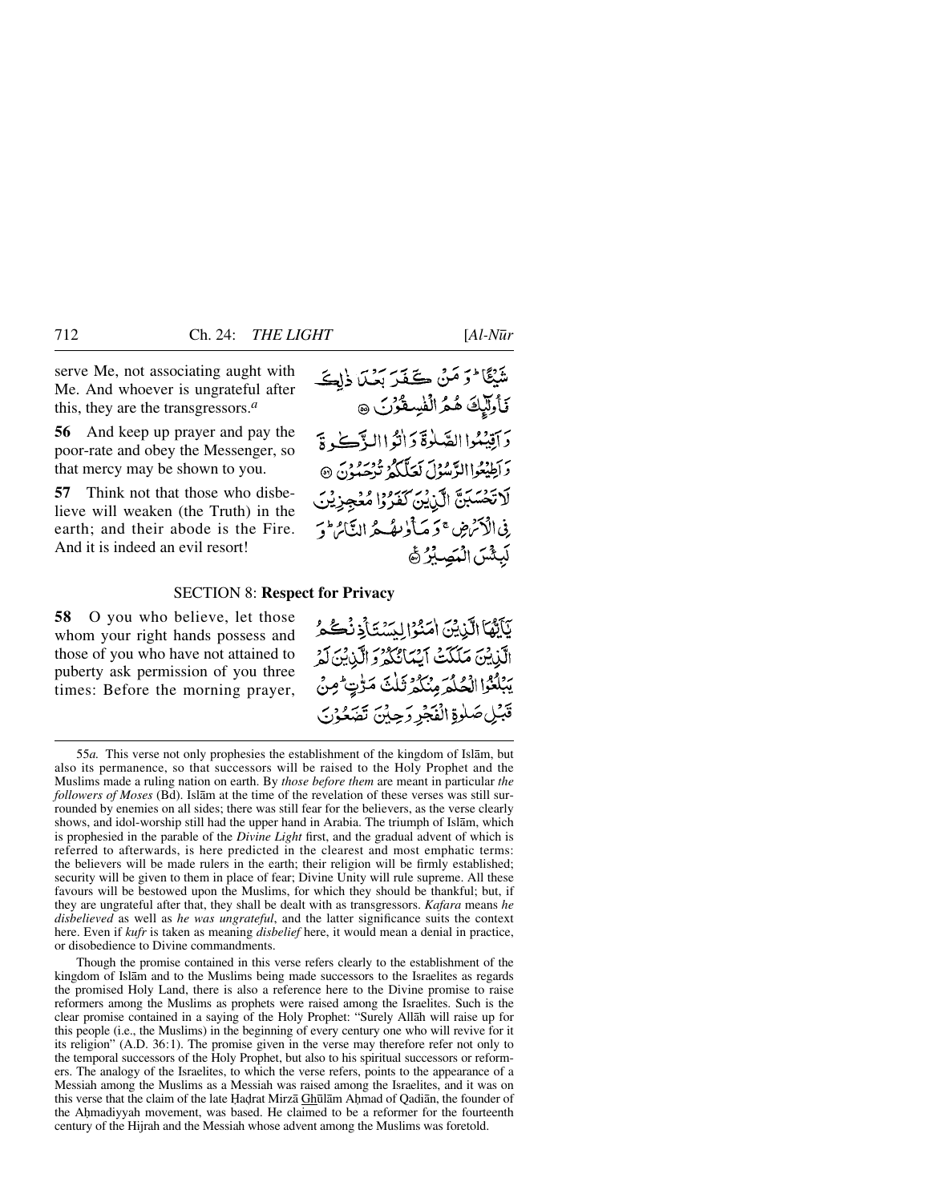serve Me, not associating aught with Me. And whoever is ungrateful after this, they are the transgressors.[a]

شَيْـًٔا ۚ وَ مَنْ كَفَرَ بَعْدَ ذٰلِكَ فَاُولٰٓئِكَ هُمُ الْفٰسِقُوْنَ ۝

**56** And keep up prayer and pay the poor-rate and obey the Messenger, so that mercy may be shown to you.

وَ اَقِيْمُوا الصَّلٰوةَ وَ اٰتُوا الزَّكٰوةَ وَ اَطِيْعُوا الرَّسُوْلَ لَعَلَّكُمْ تُرْحَمُوْنَ ۝

**57** Think not that those who disbelieve will weaken (the Truth) in the earth; and their abode is the Fire. And it is indeed an evil resort!

لَا تَحْسَبَنَّ الَّذِيْنَ كَفَرُوْا مُعْجِزِيْنَ فِي الْاَرْضِ ۚ وَ مَاْوٰىهُمُ النَّارُ ۚ وَ لَبِئْسَ الْمَصِيْرُ ۝

## SECTION 8: **Respect for Privacy**

**58** O you who believe, let those whom your right hands possess and those of you who have not attained to puberty ask permission of you three times: Before the morning prayer,

يٰٓاَيُّهَا الَّذِيْنَ اٰمَنُوْا لِيَسْتَاْذِنْكُمُ الَّذِيْنَ مَلَكَتْ اَيْمَانُكُمْ وَ الَّذِيْنَ لَمْ يَبْلُغُوا الْحُلُمَ مِنْكُمْ ثَلٰثَ مَرّٰتٍ ۚ مِنْ قَبْلِ صَلٰوةِ الْفَجْرِ وَ حِيْنَ تَضَعُوْنَ

---

55*a.* This verse not only prophesies the establishment of the kingdom of Islām, but also its permanence, so that successors will be raised to the Holy Prophet and the Muslims made a ruling nation on earth. By *those before them* are meant in particular *the followers of Moses* (Bd). Islām at the time of the revelation of these verses was still surrounded by enemies on all sides; there was still fear for the believers, as the verse clearly shows, and idol-worship still had the upper hand in Arabia. The triumph of Islām, which is prophesied in the parable of the *Divine Light* first, and the gradual advent of which is referred to afterwards, is here predicted in the clearest and most emphatic terms: the believers will be made rulers in the earth; their religion will be firmly established; security will be given to them in place of fear; Divine Unity will rule supreme. All these favours will be bestowed upon the Muslims, for which they should be thankful; but, if they are ungrateful after that, they shall be dealt with as transgressors. *Kafara* means *he disbelieved* as well as *he was ungrateful*, and the latter significance suits the context here. Even if *kufr* is taken as meaning *disbelief* here, it would mean a denial in practice, or disobedience to Divine commandments.

Though the promise contained in this verse refers clearly to the establishment of the kingdom of Islām and to the Muslims being made successors to the Israelites as regards the promised Holy Land, there is also a reference here to the Divine promise to raise reformers among the Muslims as prophets were raised among the Israelites. Such is the clear promise contained in a saying of the Holy Prophet: "Surely Allāh will raise up for this people (i.e., the Muslims) in the beginning of every century one who will revive for it its religion" (A.D. 36:1). The promise given in the verse may therefore refer not only to the temporal successors of the Holy Prophet, but also to his spiritual successors or reformers. The analogy of the Israelites, to which the verse refers, points to the appearance of a Messiah among the Muslims as a Messiah was raised among the Israelites, and it was on this verse that the claim of the late Ḥaḍrat Mirzā Ghulām Aḥmad of Qadiān, the founder of the Aḥmadiyyah movement, was based. He claimed to be a reformer for the fourteenth century of the Hijrah and the Messiah whose advent among the Muslims was foretold.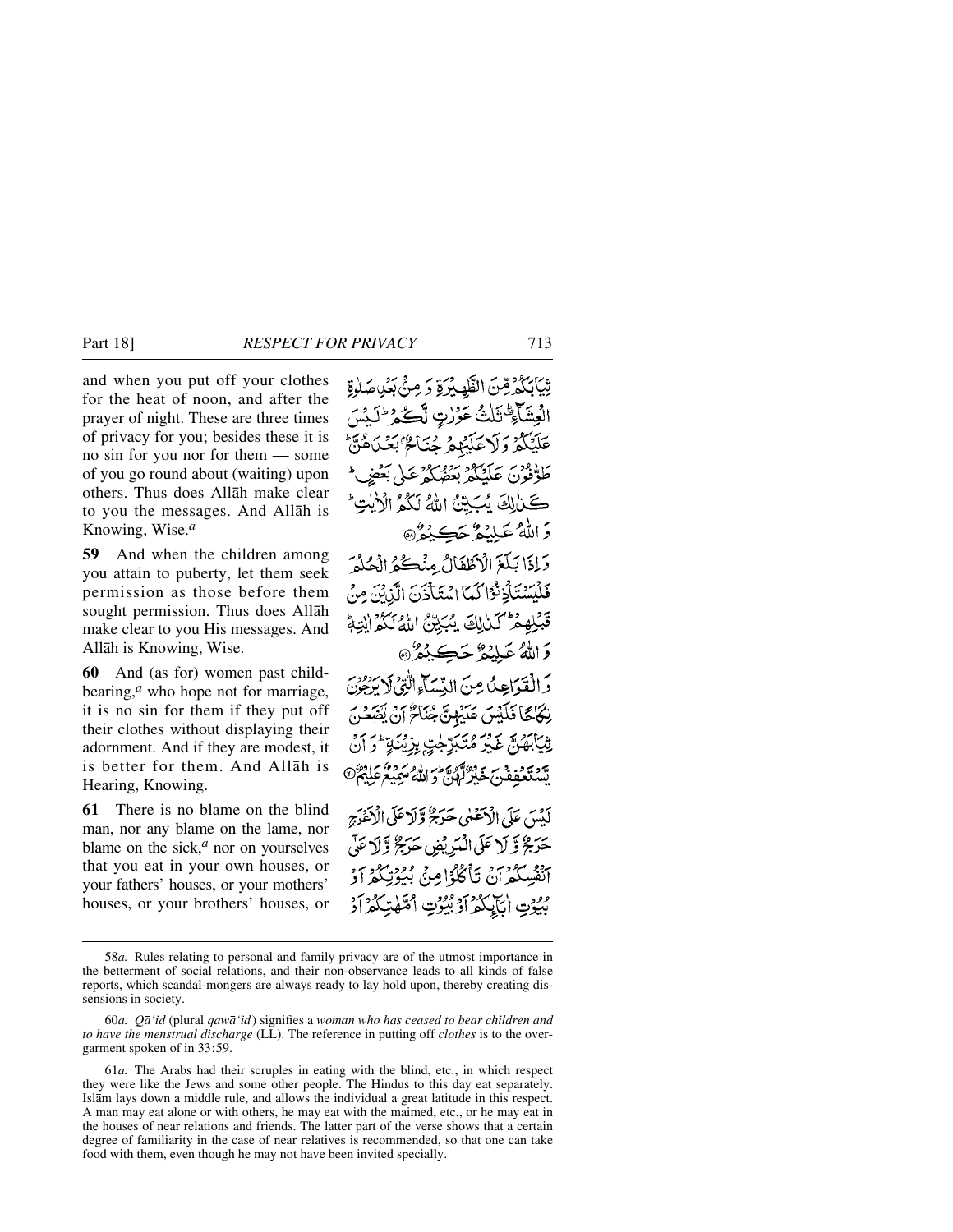and when you put off your clothes for the heat of noon, and after the prayer of night. These are three times of privacy for you; besides these it is no sin for you nor for them — some of you go round about (waiting) upon others. Thus does Allāh make clear to you the messages. And Allāh is Knowing, Wise.[a]

ثِيَابَكُمْ مِّنَ الظَّهِيْرَةِ وَ مِنْۢ بَعْدِ صَلٰوةِ الْعِشَآءِ ۚ ثَلٰثُ عَوْرٰتٍ لَّكُمْ ۚ لَيْسَ عَلَيْكُمْ وَ لَا عَلَيْهِمْ جُنَاحٌۢ بَعْدَهُنَّ ؕ طَوّٰفُوْنَ عَلَيْكُمْ بَعْضُكُمْ عَلٰى بَعْضٍ ؕ كَذٰلِكَ يُبَيِّنُ اللّٰهُ لَكُمُ الْاٰيٰتِ ؕ وَ اللّٰهُ عَلِيْمٌ حَكِيْمٌ ﴿۵۸﴾

**59** And when the children among you attain to puberty, let them seek permission as those before them sought permission. Thus does Allāh make clear to you His messages. And Allāh is Knowing, Wise.

وَ اِذَا بَلَغَ الْاَطْفَالُ مِنْكُمُ الْحُلُمَ فَلْيَسْتَاْذِنُوْا كَمَا اسْتَاْذَنَ الَّذِيْنَ مِنْ قَبْلِهِمْ ؕ كَذٰلِكَ يُبَيِّنُ اللّٰهُ لَكُمْ اٰيٰتِهٖ ؕ وَ اللّٰهُ عَلِيْمٌ حَكِيْمٌ ﴿۵۹﴾

**60** And (as for) women past child-bearing,[a] who hope not for marriage, it is no sin for them if they put off their clothes without displaying their adornment. And if they are modest, it is better for them. And Allāh is Hearing, Knowing.

وَ الْقَوَاعِدُ مِنَ النِّسَآءِ الّٰتِیْ لَا يَرْجُوْنَ نِكَاحًا فَلَيْسَ عَلَيْهِنَّ جُنَاحٌ اَنْ يَّضَعْنَ ثِيَابَهُنَّ غَيْرَ مُتَبَرِّجٰتٍۭ بِزِيْنَةٍ ؕ وَ اَنْ يَّسْتَعْفِفْنَ خَيْرٌ لَّهُنَّ ؕ وَ اللّٰهُ سَمِيْعٌ عَلِيْمٌ ﴿۶۰﴾

**61** There is no blame on the blind man, nor any blame on the lame, nor blame on the sick,[a] nor on yourselves that you eat in your own houses, or your fathers' houses, or your mothers' houses, or your brothers' houses, or

لَيْسَ عَلَى الْاَعْمٰى حَرَجٌ وَّ لَا عَلَى الْاَعْرَجِ حَرَجٌ وَّ لَا عَلَى الْمَرِيْضِ حَرَجٌ وَّ لَا عَلٰۤى اَنْفُسِكُمْ اَنْ تَاْكُلُوْا مِنْۢ بُيُوْتِكُمْ اَوْ بُيُوْتِ اٰبَآئِكُمْ اَوْ بُيُوْتِ اُمَّهٰتِكُمْ اَوْ

---

58*a.* Rules relating to personal and family privacy are of the utmost importance in the betterment of social relations, and their non-observance leads to all kinds of false reports, which scandal-mongers are always ready to lay hold upon, thereby creating dissensions in society.

60*a.* *Qā'id* (plural *qawā'id*) signifies a *woman who has ceased to bear children and to have the menstrual discharge* (LL). The reference in putting off *clothes* is to the over-garment spoken of in 33:59.

61*a.* The Arabs had their scruples in eating with the blind, etc., in which respect they were like the Jews and some other people. The Hindus to this day eat separately. Islām lays down a middle rule, and allows the individual a great latitude in this respect. A man may eat alone or with others, he may eat with the maimed, etc., or he may eat in the houses of near relations and friends. The latter part of the verse shows that a certain degree of familiarity in the case of near relatives is recommended, so that one can take food with them, even though he may not have been invited specially.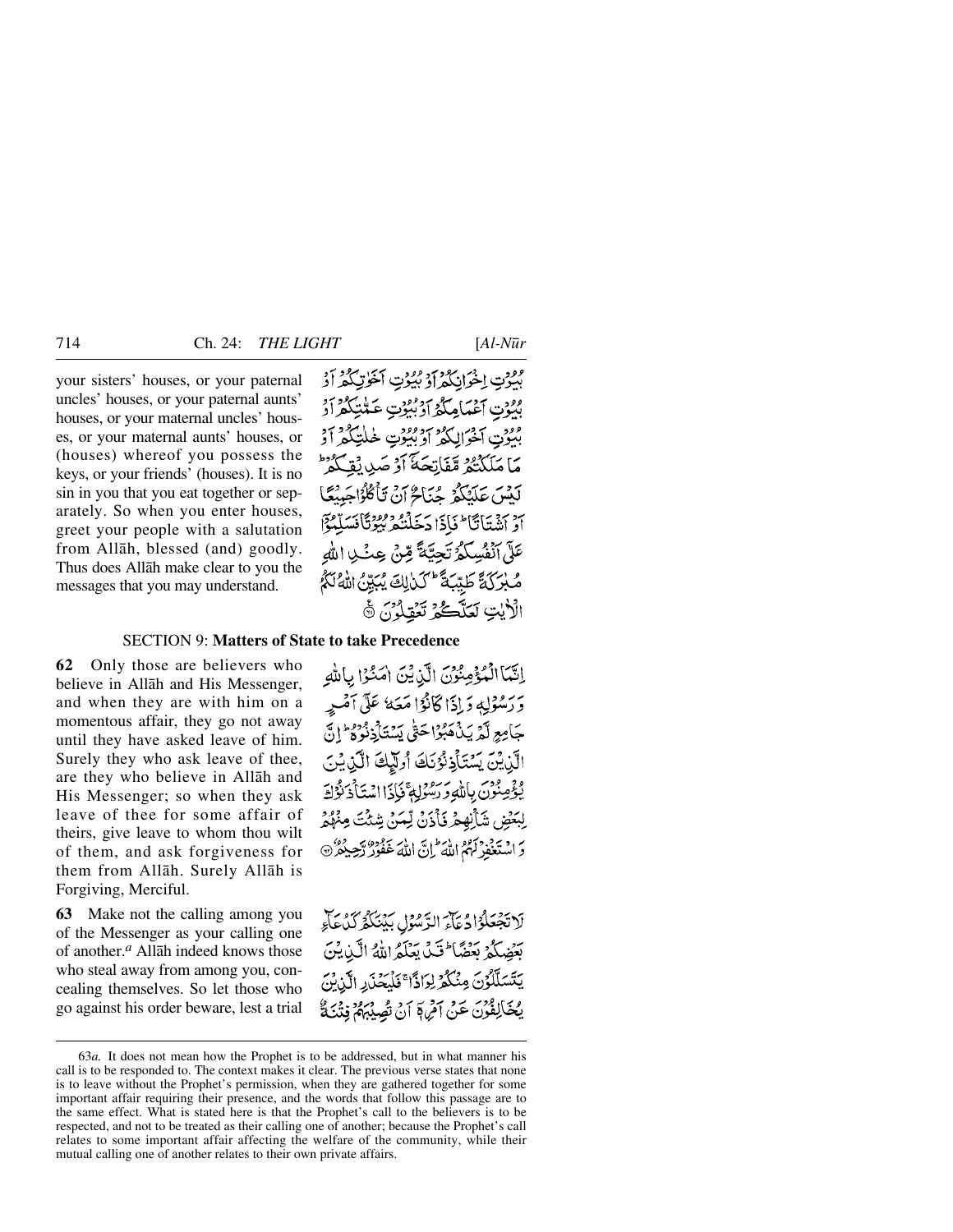your sisters' houses, or your paternal uncles' houses, or your paternal aunts' houses, or your maternal uncles' houses, or your maternal aunts' houses, or (houses) whereof you possess the keys, or your friends' (houses). It is no sin in you that you eat together or separately. So when you enter houses, greet your people with a salutation from Allāh, blessed (and) goodly. Thus does Allāh make clear to you the messages that you may understand.

بُيُوتِ إِخْوَانِكُمْ أَوْ بُيُوتِ أَخَوَاتِكُمْ أَوْ بُيُوتِ أَعْمَامِكُمْ أَوْ بُيُوتِ عَمَّاتِكُمْ أَوْ بُيُوتِ أَخْوَالِكُمْ أَوْ بُيُوتِ خَالَاتِكُمْ أَوْ مَا مَلَكْتُمْ مَّفَاتِحَهُ أَوْ صَدِيقِكُمْ ۚ لَيْسَ عَلَيْكُمْ جُنَاحٌ أَنْ تَأْكُلُوا جَمِيعًا أَوْ أَشْتَاتًا ۚ فَإِذَا دَخَلْتُمْ بُيُوتًا فَسَلِّمُوا عَلَىٰ أَنْفُسِكُمْ تَحِيَّةً مِّنْ عِنْدِ اللَّهِ مُبَارَكَةً طَيِّبَةً ۚ كَذَٰلِكَ يُبَيِّنُ اللَّهُ لَكُمُ الْآيَاتِ لَعَلَّكُمْ تَعْقِلُونَ ﴿٦١﴾

## SECTION 9: Matters of State to take Precedence

**62** Only those are believers who believe in Allāh and His Messenger, and when they are with him on a momentous affair, they go not away until they have asked leave of him. Surely they who ask leave of thee, are they who believe in Allāh and His Messenger; so when they ask leave of thee for some affair of theirs, give leave to whom thou wilt of them, and ask forgiveness for them from Allāh. Surely Allāh is Forgiving, Merciful.

إِنَّمَا الْمُؤْمِنُونَ الَّذِينَ آمَنُوا بِاللَّهِ وَرَسُولِهِ وَإِذَا كَانُوا مَعَهُ عَلَىٰ أَمْرٍ جَامِعٍ لَّمْ يَذْهَبُوا حَتَّىٰ يَسْتَأْذِنُوهُ ۚ إِنَّ الَّذِينَ يَسْتَأْذِنُونَكَ أُولَٰئِكَ الَّذِينَ يُؤْمِنُونَ بِاللَّهِ وَرَسُولِهِ ۚ فَإِذَا اسْتَأْذَنُوكَ لِبَعْضِ شَأْنِهِمْ فَأْذَن لِّمَن شِئْتَ مِنْهُمْ وَاسْتَغْفِرْ لَهُمُ اللَّهَ ۚ إِنَّ اللَّهَ غَفُورٌ رَّحِيمٌ ﴿٦٢﴾

**63** Make not the calling among you of the Messenger as your calling one of another.[a] Allāh indeed knows those who steal away from among you, concealing themselves. So let those who go against his order beware, lest a trial

لَا تَجْعَلُوا دُعَاءَ الرَّسُولِ بَيْنَكُمْ كَدُعَاءِ بَعْضِكُمْ بَعْضًا ۚ قَدْ يَعْلَمُ اللَّهُ الَّذِينَ يَتَسَلَّلُونَ مِنكُمْ لِوَاذًا ۚ فَلْيَحْذَرِ الَّذِينَ يُخَالِفُونَ عَنْ أَمْرِهِ أَن تُصِيبَهُمْ فِتْنَةٌ

---

63*a.* It does not mean how the Prophet is to be addressed, but in what manner his call is to be responded to. The context makes it clear. The previous verse states that none is to leave without the Prophet's permission, when they are gathered together for some important affair requiring their presence, and the words that follow this passage are to the same effect. What is stated here is that the Prophet's call to the believers is to be respected, and not to be treated as their calling one of another; because the Prophet's call relates to some important affair affecting the welfare of the community, while their mutual calling one of another relates to their own private affairs.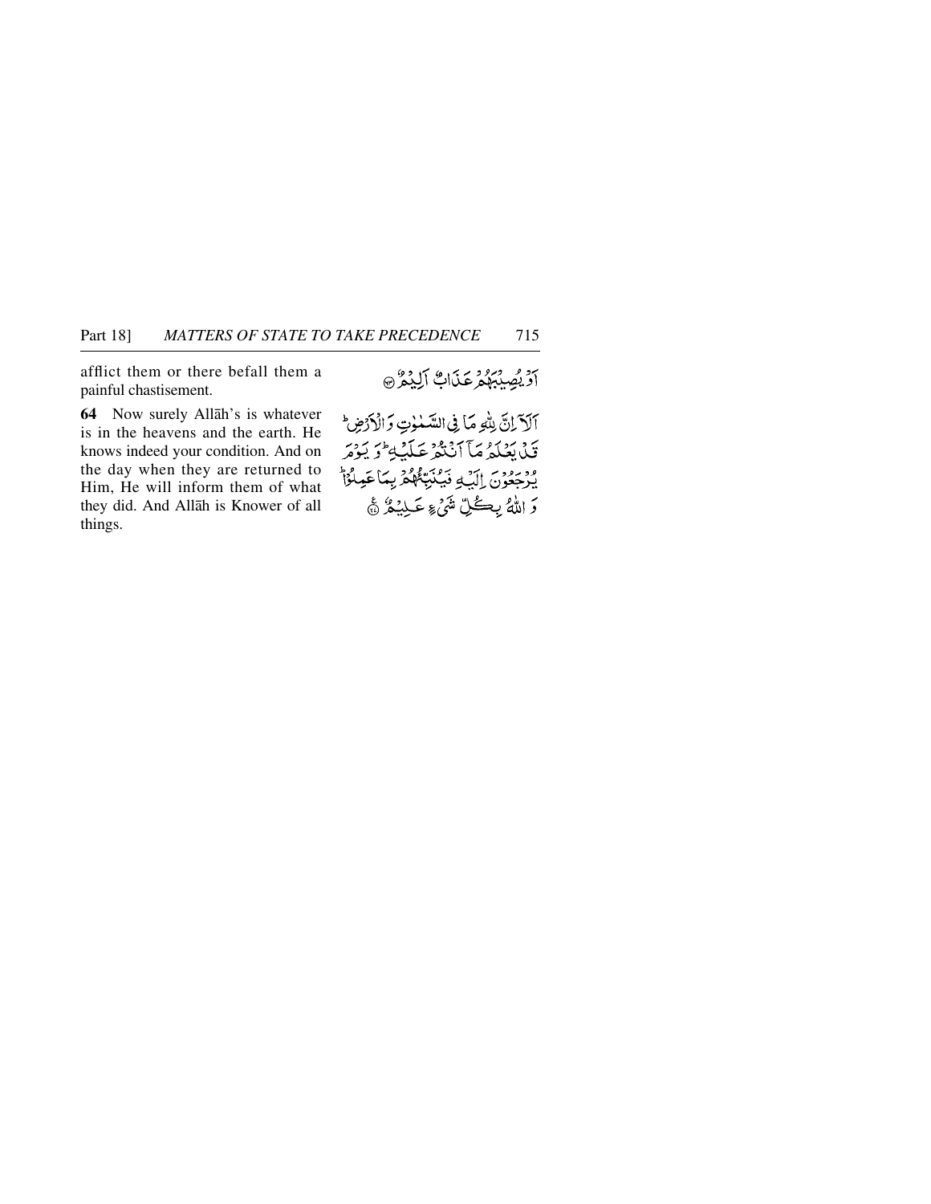afflict them or there befall them a painful chastisement.

أَوْ يُصِيبَهُمْ عَذَابٌ أَلِيمٌ ﴿٦٣﴾

**64** Now surely Allāh's is whatever is in the heavens and the earth. He knows indeed your condition. And on the day when they are returned to Him, He will inform them of what they did. And Allāh is Knower of all things.

أَلَآ إِنَّ لِلّٰهِ مَا فِي السَّمٰوٰتِ وَالْأَرْضِ ۖ قَدْ يَعْلَمُ مَآ أَنْتُمْ عَلَيْهِ ۖ وَيَوْمَ يُرْجَعُونَ إِلَيْهِ فَيُنَبِّئُهُمْ بِمَا عَمِلُوا ۗ وَاللّٰهُ بِكُلِّ شَيْءٍ عَلِيمٌ ﴿٦٤﴾